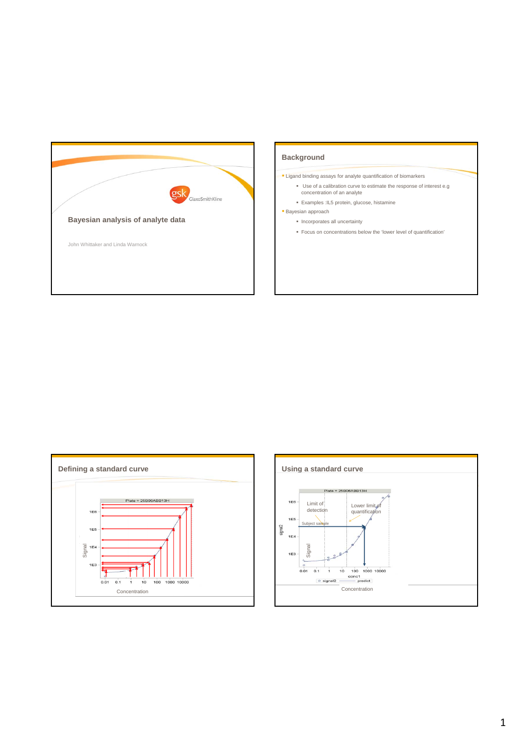# Bayesian analysis of analyte data

John Whittaker and Linda Warnock

## Background

- Ligand binding assays for analyte quantification of biomarkers
  - Use of a calibration curve to estimate the response of interest e.g concentration of an analyte
  - Examples :IL5 protein, glucose, histamine
- Bayesian approach
  - Incorporates all uncertainty
  - Focus on concentrations below the 'lower level of quantification'

## Defining a standard curve

Plate = 25B06ABB13H

Signal

Concentration

## Using a standard curve

Plate = 25B06ABB13H

Limit of detection

Lower limit of quantification

Subject sample

Signal

Concentration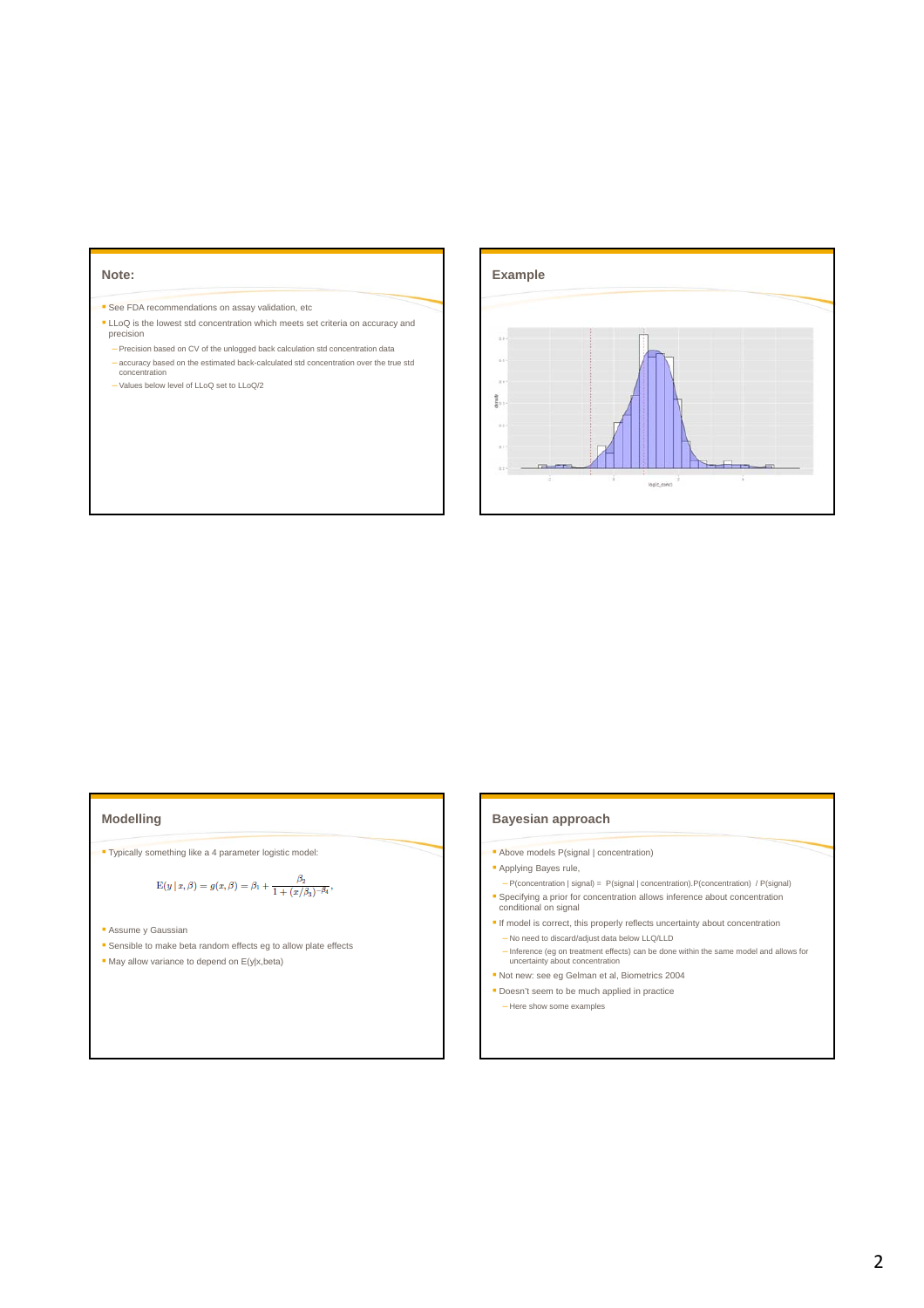## Note:

- See FDA recommendations on assay validation, etc
- LLoQ is the lowest std concentration which meets set criteria on accuracy and precision
  - Precision based on CV of the unlogged back calculation std concentration data
  - accuracy based on the estimated back-calculated std concentration over the true std concentration
  - Values below level of LLoQ set to LLoQ/2

## Example

## Modelling

- Typically something like a 4 parameter logistic model:

$$\mathrm{E}(y \mid x, \beta) = g(x, \beta) = \beta_1 + \frac{\beta_2}{1 + (x/\beta_3)^{-\beta_4}},$$

- Assume y Gaussian
- Sensible to make beta random effects eg to allow plate effects
- May allow variance to depend on E(y|x,beta)

## Bayesian approach

- Above models P(signal | concentration)
- Applying Bayes rule,
  - P(concentration | signal) = P(signal | concentration).P(concentration) / P(signal)
- Specifying a prior for concentration allows inference about concentration conditional on signal
- If model is correct, this properly reflects uncertainty about concentration
  - No need to discard/adjust data below LLQ/LLD
  - Inference (eg on treatment effects) can be done within the same model and allows for uncertainty about concentration
- Not new: see eg Gelman et al, Biometrics 2004
- Doesn't seem to be much applied in practice
  - Here show some examples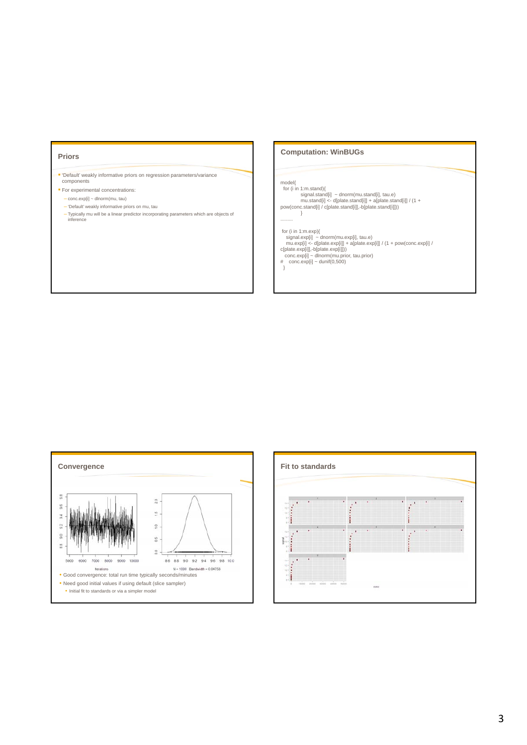## Priors

- 'Default' weakly informative priors on regression parameters/variance components
- For experimental concentrations:
  - conc.exp[i] ~ dlnorm(mu, tau)
  - 'Default' weakly informative priors on mu, tau
  - Typically mu will be a linear predictor incorporating parameters which are objects of inference

## Computation: WinBUGs

```
model{
 for (i in 1:m.stand){
          signal.stand[i]  ~ dnorm(mu.stand[i], tau.e)
          mu.stand[i] <- d[plate.stand[i]] + a[plate.stand[i]] / (1 +
pow(conc.stand[i] / c[plate.stand[i]],-b[plate.stand[i]]))
          }
.........

 for (i in 1:m.exp){
   signal.exp[i]  ~ dnorm(mu.exp[i], tau.e)
   mu.exp[i] <- d[plate.exp[i]] + a[plate.exp[i]] / (1 + pow(conc.exp[i] /
c[plate.exp[i]],-b[plate.exp[i]]))
   conc.exp[i] ~ dlnorm(mu.prior, tau.prior)
#    conc.exp[i] ~ dunif(0,500)
  }
```

## Convergence

- Good convergence: total run time typically seconds/minutes
- Need good initial values if using default (slice sampler)
  - Initial fit to standards or via a simpler model

## Fit to standards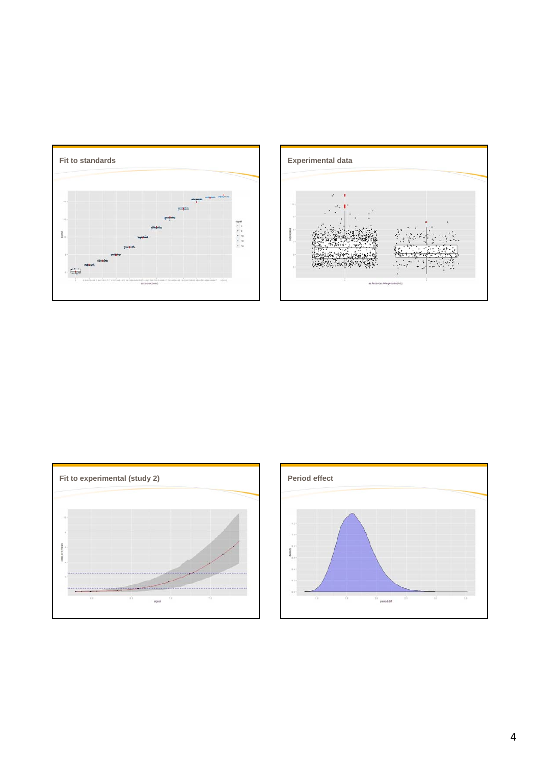## Fit to standards

## Experimental data

## Fit to experimental (study 2)

## Period effect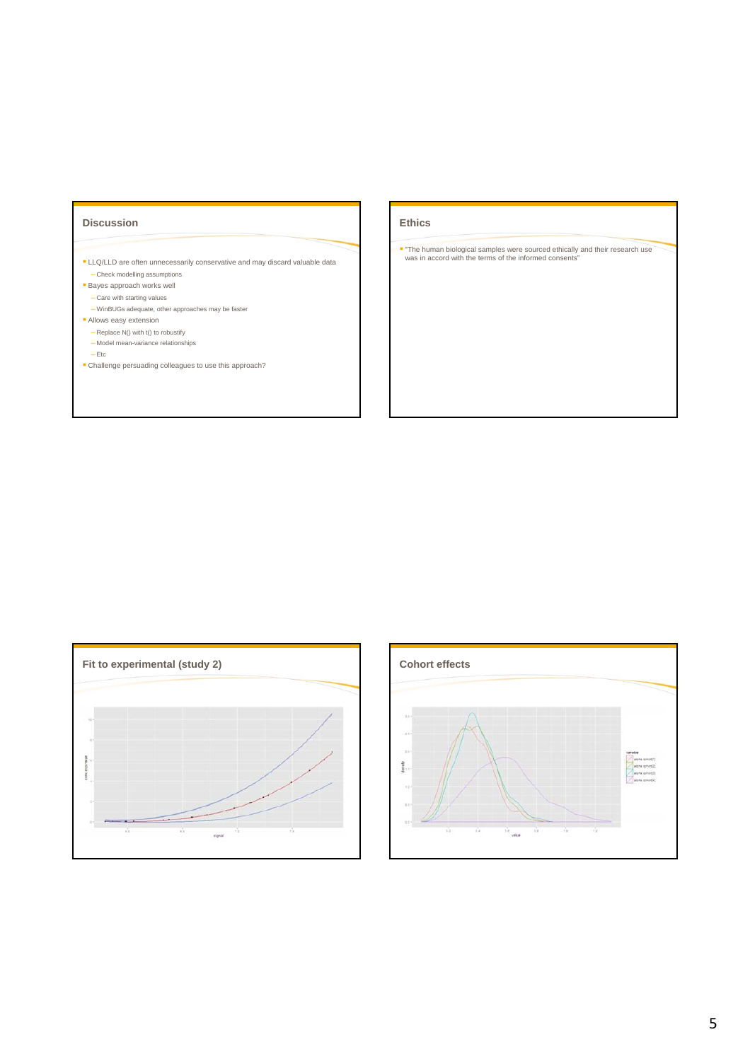## Discussion

- LLQ/LLD are often unnecessarily conservative and may discard valuable data
  - Check modelling assumptions
- Bayes approach works well
  - Care with starting values
  - WinBUGs adequate, other approaches may be faster
- Allows easy extension
  - Replace N() with t() to robustify
  - Model mean-variance relationships
  - Etc
- Challenge persuading colleagues to use this approach?

## Ethics

- "The human biological samples were sourced ethically and their research use was in accord with the terms of the informed consents"

## Fit to experimental (study 2)

## Cohort effects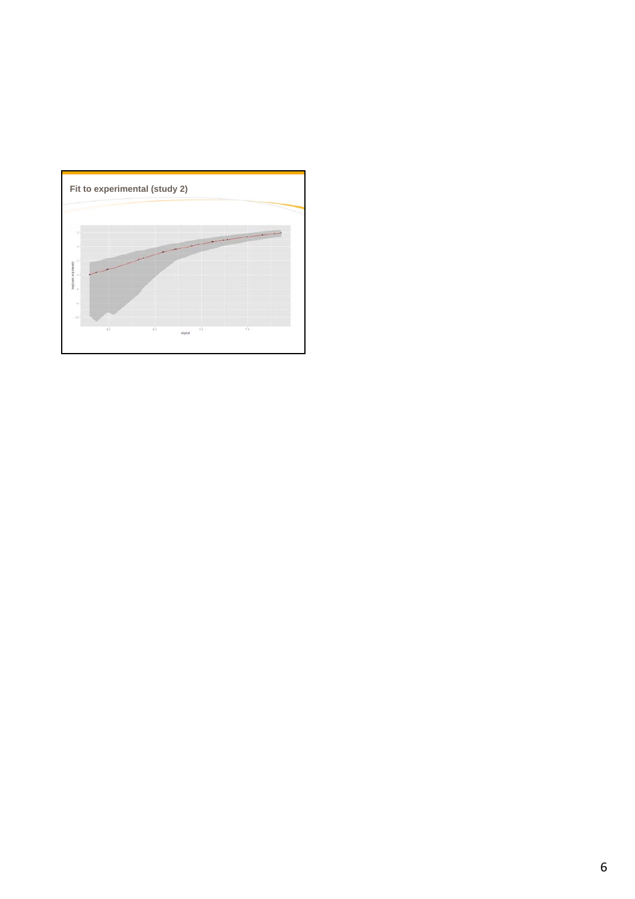## Fit to experimental (study 2)

log(rate.exp.mean)

6.1

6.1

7.2

7.3

bipHd